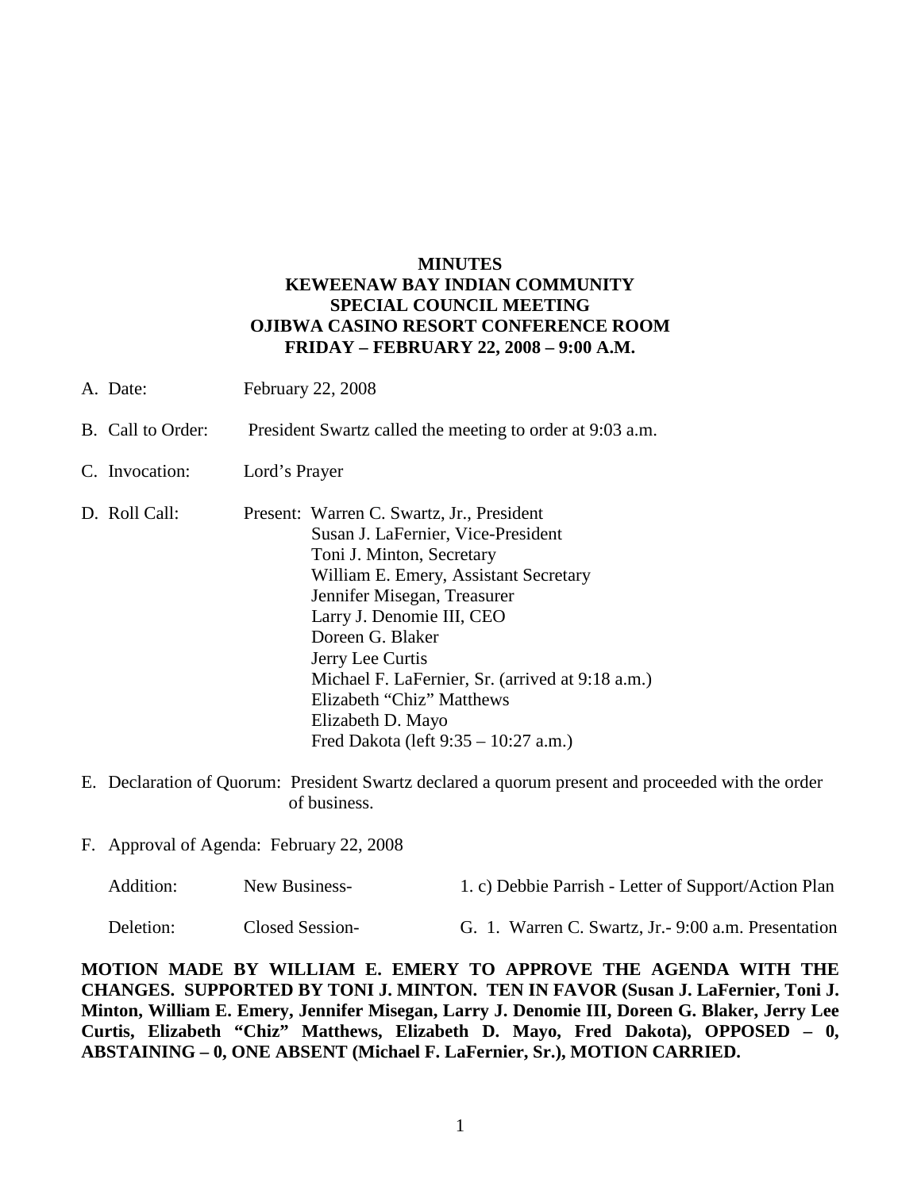**MINUTES**
**KEWEENAW BAY INDIAN COMMUNITY**
**SPECIAL COUNCIL MEETING**
**OJIBWA CASINO RESORT CONFERENCE ROOM**
**FRIDAY – FEBRUARY 22, 2008 – 9:00 A.M.**

A. Date: February 22, 2008

B. Call to Order: President Swartz called the meeting to order at 9:03 a.m.

C. Invocation: Lord's Prayer

D. Roll Call: Present: Warren C. Swartz, Jr., President
Susan J. LaFernier, Vice-President
Toni J. Minton, Secretary
William E. Emery, Assistant Secretary
Jennifer Misegan, Treasurer
Larry J. Denomie III, CEO
Doreen G. Blaker
Jerry Lee Curtis
Michael F. LaFernier, Sr. (arrived at 9:18 a.m.)
Elizabeth "Chiz" Matthews
Elizabeth D. Mayo
Fred Dakota (left 9:35 – 10:27 a.m.)

E. Declaration of Quorum: President Swartz declared a quorum present and proceeded with the order of business.

F. Approval of Agenda: February 22, 2008

Addition: New Business- 1. c) Debbie Parrish - Letter of Support/Action Plan

Deletion: Closed Session- G. 1. Warren C. Swartz, Jr.- 9:00 a.m. Presentation

**MOTION MADE BY WILLIAM E. EMERY TO APPROVE THE AGENDA WITH THE CHANGES. SUPPORTED BY TONI J. MINTON. TEN IN FAVOR (Susan J. LaFernier, Toni J. Minton, William E. Emery, Jennifer Misegan, Larry J. Denomie III, Doreen G. Blaker, Jerry Lee Curtis, Elizabeth "Chiz" Matthews, Elizabeth D. Mayo, Fred Dakota), OPPOSED – 0, ABSTAINING – 0, ONE ABSENT (Michael F. LaFernier, Sr.), MOTION CARRIED.**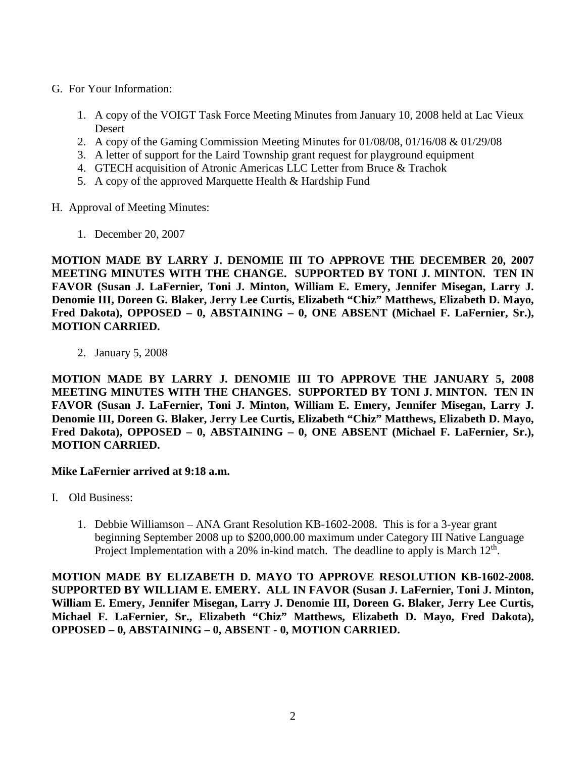G. For Your Information:

1. A copy of the VOIGT Task Force Meeting Minutes from January 10, 2008 held at Lac Vieux Desert
2. A copy of the Gaming Commission Meeting Minutes for 01/08/08, 01/16/08 & 01/29/08
3. A letter of support for the Laird Township grant request for playground equipment
4. GTECH acquisition of Atronic Americas LLC Letter from Bruce & Trachok
5. A copy of the approved Marquette Health & Hardship Fund

H. Approval of Meeting Minutes:

1. December 20, 2007

**MOTION MADE BY LARRY J. DENOMIE III TO APPROVE THE DECEMBER 20, 2007 MEETING MINUTES WITH THE CHANGE. SUPPORTED BY TONI J. MINTON. TEN IN FAVOR (Susan J. LaFernier, Toni J. Minton, William E. Emery, Jennifer Misegan, Larry J. Denomie III, Doreen G. Blaker, Jerry Lee Curtis, Elizabeth "Chiz" Matthews, Elizabeth D. Mayo, Fred Dakota), OPPOSED – 0, ABSTAINING – 0, ONE ABSENT (Michael F. LaFernier, Sr.), MOTION CARRIED.**

2. January 5, 2008

**MOTION MADE BY LARRY J. DENOMIE III TO APPROVE THE JANUARY 5, 2008 MEETING MINUTES WITH THE CHANGES. SUPPORTED BY TONI J. MINTON. TEN IN FAVOR (Susan J. LaFernier, Toni J. Minton, William E. Emery, Jennifer Misegan, Larry J. Denomie III, Doreen G. Blaker, Jerry Lee Curtis, Elizabeth "Chiz" Matthews, Elizabeth D. Mayo, Fred Dakota), OPPOSED – 0, ABSTAINING – 0, ONE ABSENT (Michael F. LaFernier, Sr.), MOTION CARRIED.**

**Mike LaFernier arrived at 9:18 a.m.**

I. Old Business:

1. Debbie Williamson – ANA Grant Resolution KB-1602-2008. This is for a 3-year grant beginning September 2008 up to $200,000.00 maximum under Category III Native Language Project Implementation with a 20% in-kind match. The deadline to apply is March 12th.

**MOTION MADE BY ELIZABETH D. MAYO TO APPROVE RESOLUTION KB-1602-2008. SUPPORTED BY WILLIAM E. EMERY. ALL IN FAVOR (Susan J. LaFernier, Toni J. Minton, William E. Emery, Jennifer Misegan, Larry J. Denomie III, Doreen G. Blaker, Jerry Lee Curtis, Michael F. LaFernier, Sr., Elizabeth "Chiz" Matthews, Elizabeth D. Mayo, Fred Dakota), OPPOSED – 0, ABSTAINING – 0, ABSENT - 0, MOTION CARRIED.**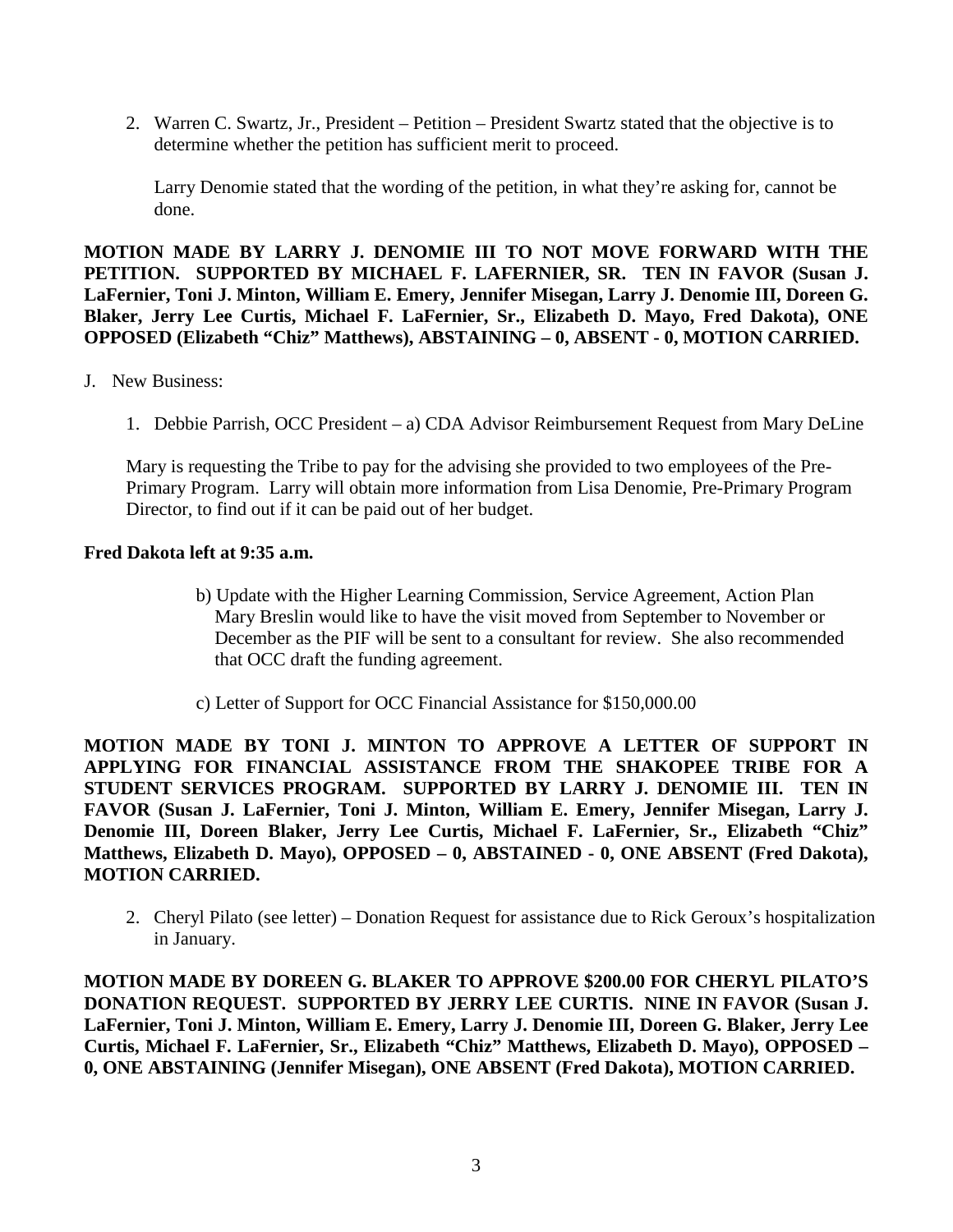2. Warren C. Swartz, Jr., President – Petition – President Swartz stated that the objective is to determine whether the petition has sufficient merit to proceed.

   Larry Denomie stated that the wording of the petition, in what they're asking for, cannot be done.

**MOTION MADE BY LARRY J. DENOMIE III TO NOT MOVE FORWARD WITH THE PETITION. SUPPORTED BY MICHAEL F. LAFERNIER, SR. TEN IN FAVOR (Susan J. LaFernier, Toni J. Minton, William E. Emery, Jennifer Misegan, Larry J. Denomie III, Doreen G. Blaker, Jerry Lee Curtis, Michael F. LaFernier, Sr., Elizabeth D. Mayo, Fred Dakota), ONE OPPOSED (Elizabeth "Chiz" Matthews), ABSTAINING – 0, ABSENT - 0, MOTION CARRIED.**

J. New Business:

1. Debbie Parrish, OCC President – a) CDA Advisor Reimbursement Request from Mary DeLine

   Mary is requesting the Tribe to pay for the advising she provided to two employees of the Pre-Primary Program. Larry will obtain more information from Lisa Denomie, Pre-Primary Program Director, to find out if it can be paid out of her budget.

**Fred Dakota left at 9:35 a.m.**

   b) Update with the Higher Learning Commission, Service Agreement, Action Plan
   Mary Breslin would like to have the visit moved from September to November or December as the PIF will be sent to a consultant for review. She also recommended that OCC draft the funding agreement.

   c) Letter of Support for OCC Financial Assistance for $150,000.00

**MOTION MADE BY TONI J. MINTON TO APPROVE A LETTER OF SUPPORT IN APPLYING FOR FINANCIAL ASSISTANCE FROM THE SHAKOPEE TRIBE FOR A STUDENT SERVICES PROGRAM. SUPPORTED BY LARRY J. DENOMIE III. TEN IN FAVOR (Susan J. LaFernier, Toni J. Minton, William E. Emery, Jennifer Misegan, Larry J. Denomie III, Doreen Blaker, Jerry Lee Curtis, Michael F. LaFernier, Sr., Elizabeth "Chiz" Matthews, Elizabeth D. Mayo), OPPOSED – 0, ABSTAINED - 0, ONE ABSENT (Fred Dakota), MOTION CARRIED.**

2. Cheryl Pilato (see letter) – Donation Request for assistance due to Rick Geroux's hospitalization in January.

**MOTION MADE BY DOREEN G. BLAKER TO APPROVE $200.00 FOR CHERYL PILATO'S DONATION REQUEST. SUPPORTED BY JERRY LEE CURTIS. NINE IN FAVOR (Susan J. LaFernier, Toni J. Minton, William E. Emery, Larry J. Denomie III, Doreen G. Blaker, Jerry Lee Curtis, Michael F. LaFernier, Sr., Elizabeth "Chiz" Matthews, Elizabeth D. Mayo), OPPOSED – 0, ONE ABSTAINING (Jennifer Misegan), ONE ABSENT (Fred Dakota), MOTION CARRIED.**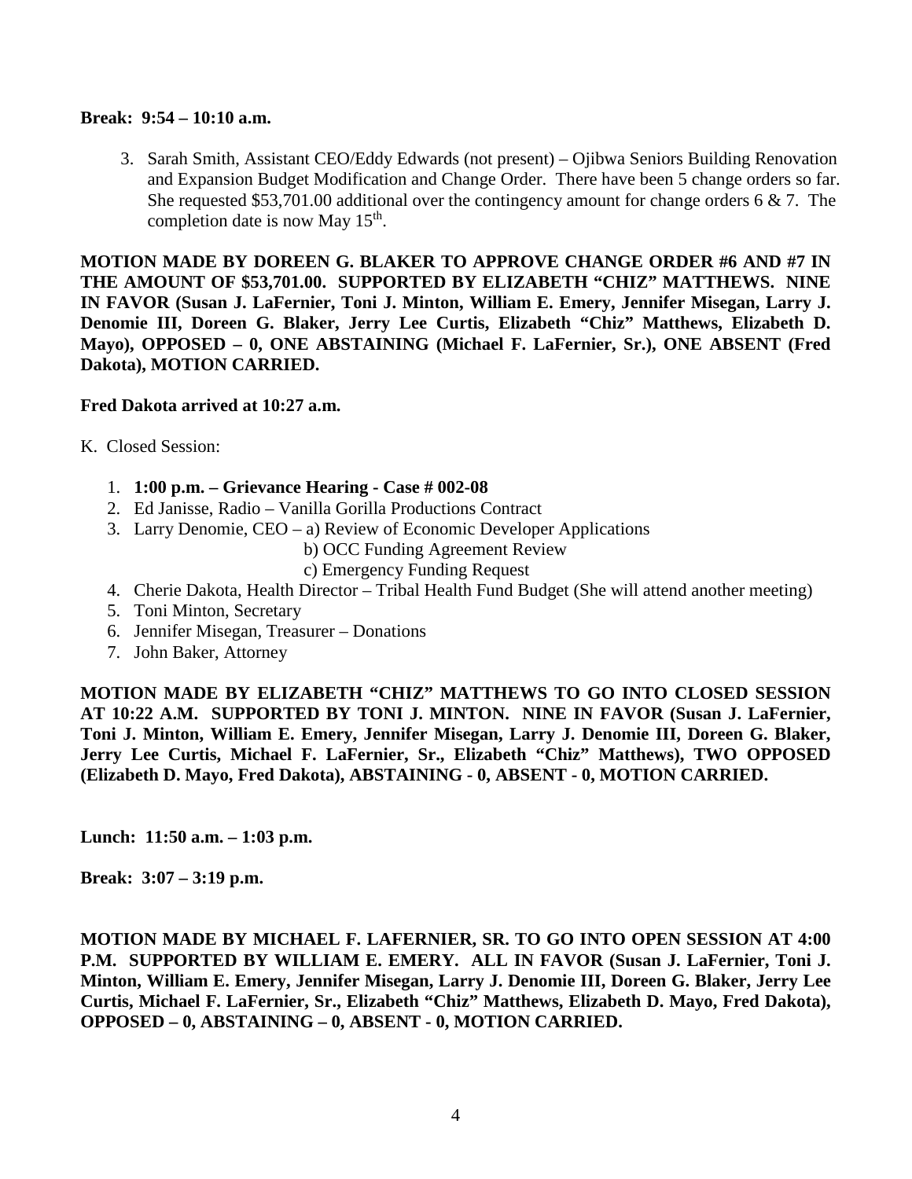**Break: 9:54 – 10:10 a.m.**

3. Sarah Smith, Assistant CEO/Eddy Edwards (not present) – Ojibwa Seniors Building Renovation and Expansion Budget Modification and Change Order. There have been 5 change orders so far. She requested $53,701.00 additional over the contingency amount for change orders 6 & 7. The completion date is now May 15th.

**MOTION MADE BY DOREEN G. BLAKER TO APPROVE CHANGE ORDER #6 AND #7 IN THE AMOUNT OF $53,701.00. SUPPORTED BY ELIZABETH "CHIZ" MATTHEWS. NINE IN FAVOR (Susan J. LaFernier, Toni J. Minton, William E. Emery, Jennifer Misegan, Larry J. Denomie III, Doreen G. Blaker, Jerry Lee Curtis, Elizabeth "Chiz" Matthews, Elizabeth D. Mayo), OPPOSED – 0, ONE ABSTAINING (Michael F. LaFernier, Sr.), ONE ABSENT (Fred Dakota), MOTION CARRIED.**

**Fred Dakota arrived at 10:27 a.m.**

K. Closed Session:

1. **1:00 p.m. – Grievance Hearing - Case # 002-08**
2. Ed Janisse, Radio – Vanilla Gorilla Productions Contract
3. Larry Denomie, CEO – a) Review of Economic Developer Applications
   b) OCC Funding Agreement Review
   c) Emergency Funding Request
4. Cherie Dakota, Health Director – Tribal Health Fund Budget (She will attend another meeting)
5. Toni Minton, Secretary
6. Jennifer Misegan, Treasurer – Donations
7. John Baker, Attorney

**MOTION MADE BY ELIZABETH "CHIZ" MATTHEWS TO GO INTO CLOSED SESSION AT 10:22 A.M. SUPPORTED BY TONI J. MINTON. NINE IN FAVOR (Susan J. LaFernier, Toni J. Minton, William E. Emery, Jennifer Misegan, Larry J. Denomie III, Doreen G. Blaker, Jerry Lee Curtis, Michael F. LaFernier, Sr., Elizabeth "Chiz" Matthews), TWO OPPOSED (Elizabeth D. Mayo, Fred Dakota), ABSTAINING - 0, ABSENT - 0, MOTION CARRIED.**

**Lunch: 11:50 a.m. – 1:03 p.m.**

**Break: 3:07 – 3:19 p.m.**

**MOTION MADE BY MICHAEL F. LAFERNIER, SR. TO GO INTO OPEN SESSION AT 4:00 P.M. SUPPORTED BY WILLIAM E. EMERY. ALL IN FAVOR (Susan J. LaFernier, Toni J. Minton, William E. Emery, Jennifer Misegan, Larry J. Denomie III, Doreen G. Blaker, Jerry Lee Curtis, Michael F. LaFernier, Sr., Elizabeth "Chiz" Matthews, Elizabeth D. Mayo, Fred Dakota), OPPOSED – 0, ABSTAINING – 0, ABSENT - 0, MOTION CARRIED.**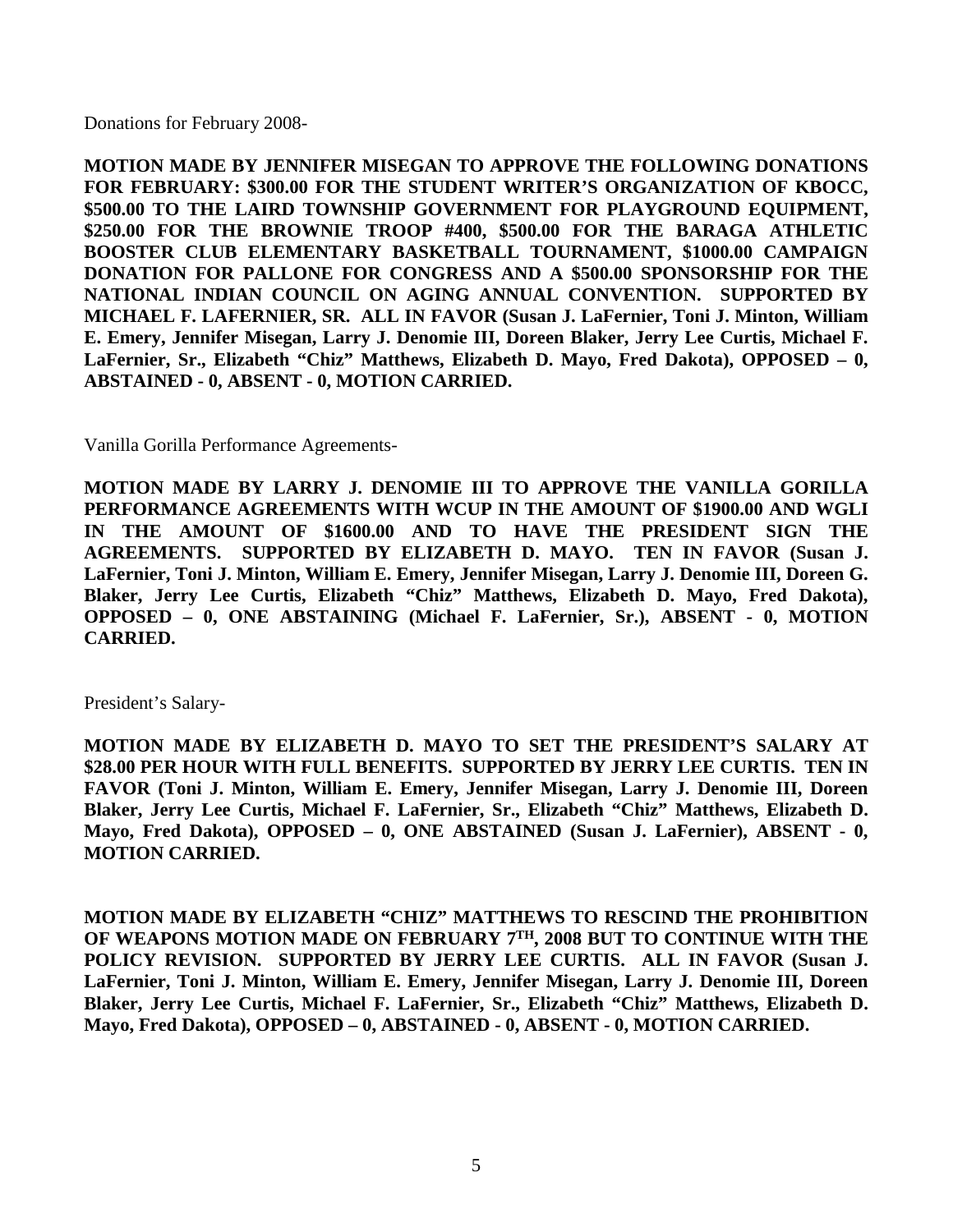Donations for February 2008-

**MOTION MADE BY JENNIFER MISEGAN TO APPROVE THE FOLLOWING DONATIONS FOR FEBRUARY: $300.00 FOR THE STUDENT WRITER'S ORGANIZATION OF KBOCC, $500.00 TO THE LAIRD TOWNSHIP GOVERNMENT FOR PLAYGROUND EQUIPMENT, $250.00 FOR THE BROWNIE TROOP #400, $500.00 FOR THE BARAGA ATHLETIC BOOSTER CLUB ELEMENTARY BASKETBALL TOURNAMENT, $1000.00 CAMPAIGN DONATION FOR PALLONE FOR CONGRESS AND A $500.00 SPONSORSHIP FOR THE NATIONAL INDIAN COUNCIL ON AGING ANNUAL CONVENTION. SUPPORTED BY MICHAEL F. LAFERNIER, SR. ALL IN FAVOR (Susan J. LaFernier, Toni J. Minton, William E. Emery, Jennifer Misegan, Larry J. Denomie III, Doreen Blaker, Jerry Lee Curtis, Michael F. LaFernier, Sr., Elizabeth "Chiz" Matthews, Elizabeth D. Mayo, Fred Dakota), OPPOSED – 0, ABSTAINED - 0, ABSENT - 0, MOTION CARRIED.**

Vanilla Gorilla Performance Agreements-

**MOTION MADE BY LARRY J. DENOMIE III TO APPROVE THE VANILLA GORILLA PERFORMANCE AGREEMENTS WITH WCUP IN THE AMOUNT OF $1900.00 AND WGLI IN THE AMOUNT OF $1600.00 AND TO HAVE THE PRESIDENT SIGN THE AGREEMENTS. SUPPORTED BY ELIZABETH D. MAYO. TEN IN FAVOR (Susan J. LaFernier, Toni J. Minton, William E. Emery, Jennifer Misegan, Larry J. Denomie III, Doreen G. Blaker, Jerry Lee Curtis, Elizabeth "Chiz" Matthews, Elizabeth D. Mayo, Fred Dakota), OPPOSED – 0, ONE ABSTAINING (Michael F. LaFernier, Sr.), ABSENT - 0, MOTION CARRIED.**

President's Salary-

**MOTION MADE BY ELIZABETH D. MAYO TO SET THE PRESIDENT'S SALARY AT $28.00 PER HOUR WITH FULL BENEFITS. SUPPORTED BY JERRY LEE CURTIS. TEN IN FAVOR (Toni J. Minton, William E. Emery, Jennifer Misegan, Larry J. Denomie III, Doreen Blaker, Jerry Lee Curtis, Michael F. LaFernier, Sr., Elizabeth "Chiz" Matthews, Elizabeth D. Mayo, Fred Dakota), OPPOSED – 0, ONE ABSTAINED (Susan J. LaFernier), ABSENT - 0, MOTION CARRIED.**

**MOTION MADE BY ELIZABETH "CHIZ" MATTHEWS TO RESCIND THE PROHIBITION OF WEAPONS MOTION MADE ON FEBRUARY 7TH, 2008 BUT TO CONTINUE WITH THE POLICY REVISION. SUPPORTED BY JERRY LEE CURTIS. ALL IN FAVOR (Susan J. LaFernier, Toni J. Minton, William E. Emery, Jennifer Misegan, Larry J. Denomie III, Doreen Blaker, Jerry Lee Curtis, Michael F. LaFernier, Sr., Elizabeth "Chiz" Matthews, Elizabeth D. Mayo, Fred Dakota), OPPOSED – 0, ABSTAINED - 0, ABSENT - 0, MOTION CARRIED.**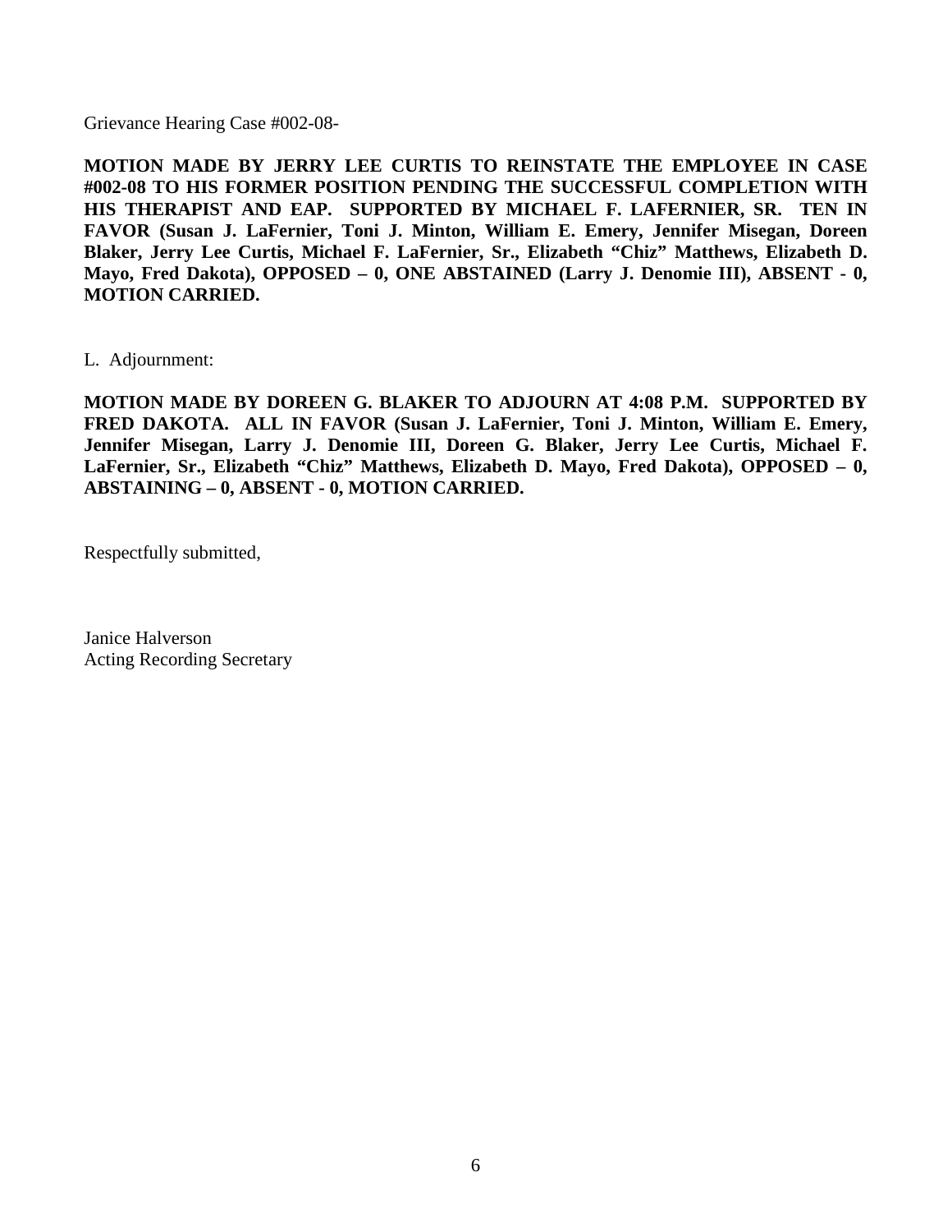Grievance Hearing Case #002-08-

**MOTION MADE BY JERRY LEE CURTIS TO REINSTATE THE EMPLOYEE IN CASE #002-08 TO HIS FORMER POSITION PENDING THE SUCCESSFUL COMPLETION WITH HIS THERAPIST AND EAP. SUPPORTED BY MICHAEL F. LAFERNIER, SR. TEN IN FAVOR (Susan J. LaFernier, Toni J. Minton, William E. Emery, Jennifer Misegan, Doreen Blaker, Jerry Lee Curtis, Michael F. LaFernier, Sr., Elizabeth "Chiz" Matthews, Elizabeth D. Mayo, Fred Dakota), OPPOSED – 0, ONE ABSTAINED (Larry J. Denomie III), ABSENT - 0, MOTION CARRIED.**

L. Adjournment:

**MOTION MADE BY DOREEN G. BLAKER TO ADJOURN AT 4:08 P.M. SUPPORTED BY FRED DAKOTA. ALL IN FAVOR (Susan J. LaFernier, Toni J. Minton, William E. Emery, Jennifer Misegan, Larry J. Denomie III, Doreen G. Blaker, Jerry Lee Curtis, Michael F. LaFernier, Sr., Elizabeth "Chiz" Matthews, Elizabeth D. Mayo, Fred Dakota), OPPOSED – 0, ABSTAINING – 0, ABSENT - 0, MOTION CARRIED.**

Respectfully submitted,

Janice Halverson
Acting Recording Secretary